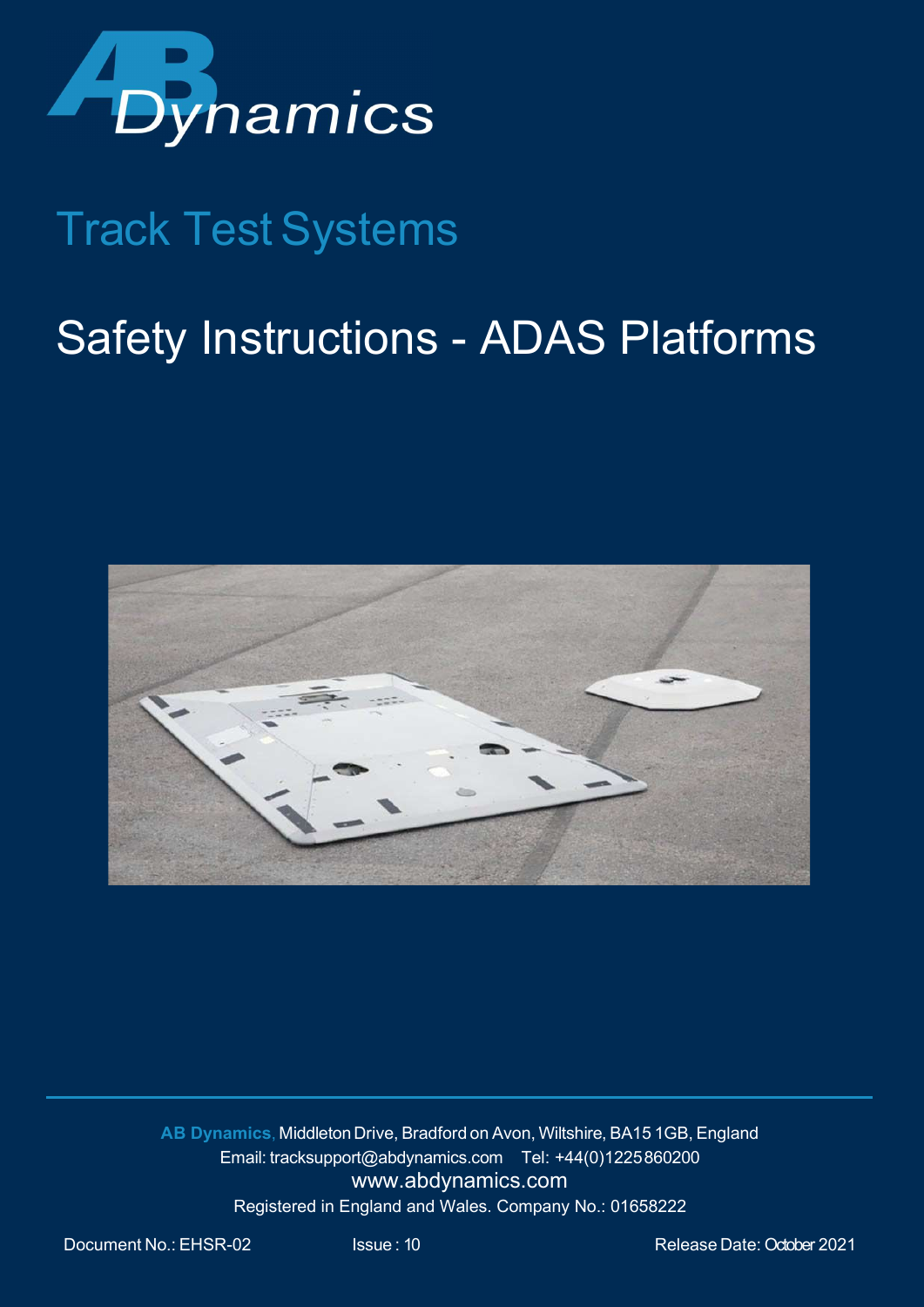AB Dynamics

# Track Test Systems

# Safety Instructions - ADAS Platforms

**AB Dynamics,** Middleton Drive, Bradford on Avon, Wiltshire, BA15 1GB, England
Email: tracksupport@abdynamics.com Tel: +44(0)1225 860200
www.abdynamics.com
Registered in England and Wales. Company No.: 01658222

Document No.: EHSR-02 Issue : 10 Release Date: October 2021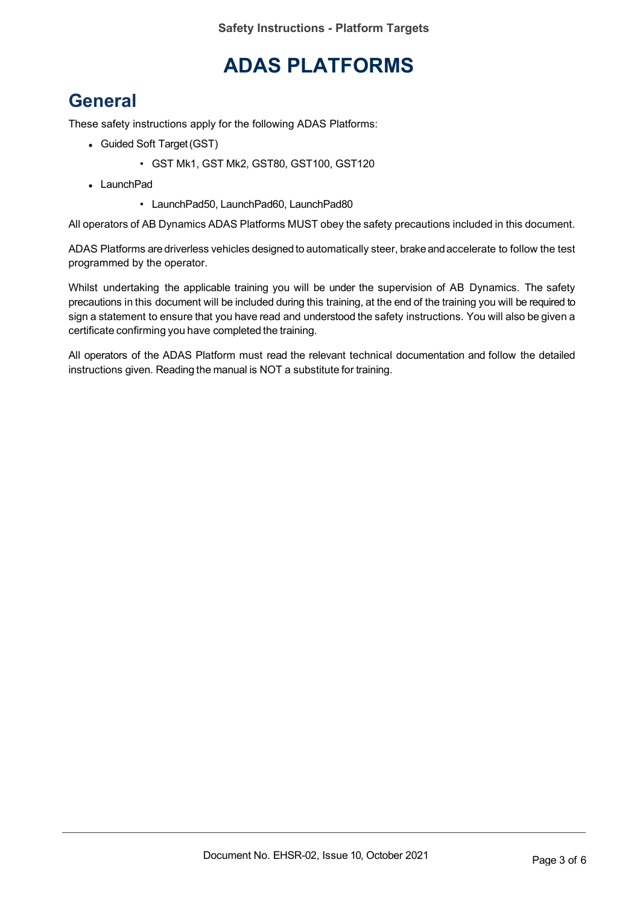# ADAS PLATFORMS

## General

These safety instructions apply for the following ADAS Platforms:

- Guided Soft Target (GST)
    - GST Mk1, GST Mk2, GST80, GST100, GST120
- LaunchPad
    - LaunchPad50, LaunchPad60, LaunchPad80

All operators of AB Dynamics ADAS Platforms MUST obey the safety precautions included in this document.

ADAS Platforms are driverless vehicles designed to automatically steer, brake and accelerate to follow the test programmed by the operator.

Whilst undertaking the applicable training you will be under the supervision of AB Dynamics. The safety precautions in this document will be included during this training, at the end of the training you will be required to sign a statement to ensure that you have read and understood the safety instructions. You will also be given a certificate confirming you have completed the training.

All operators of the ADAS Platform must read the relevant technical documentation and follow the detailed instructions given. Reading the manual is NOT a substitute for training.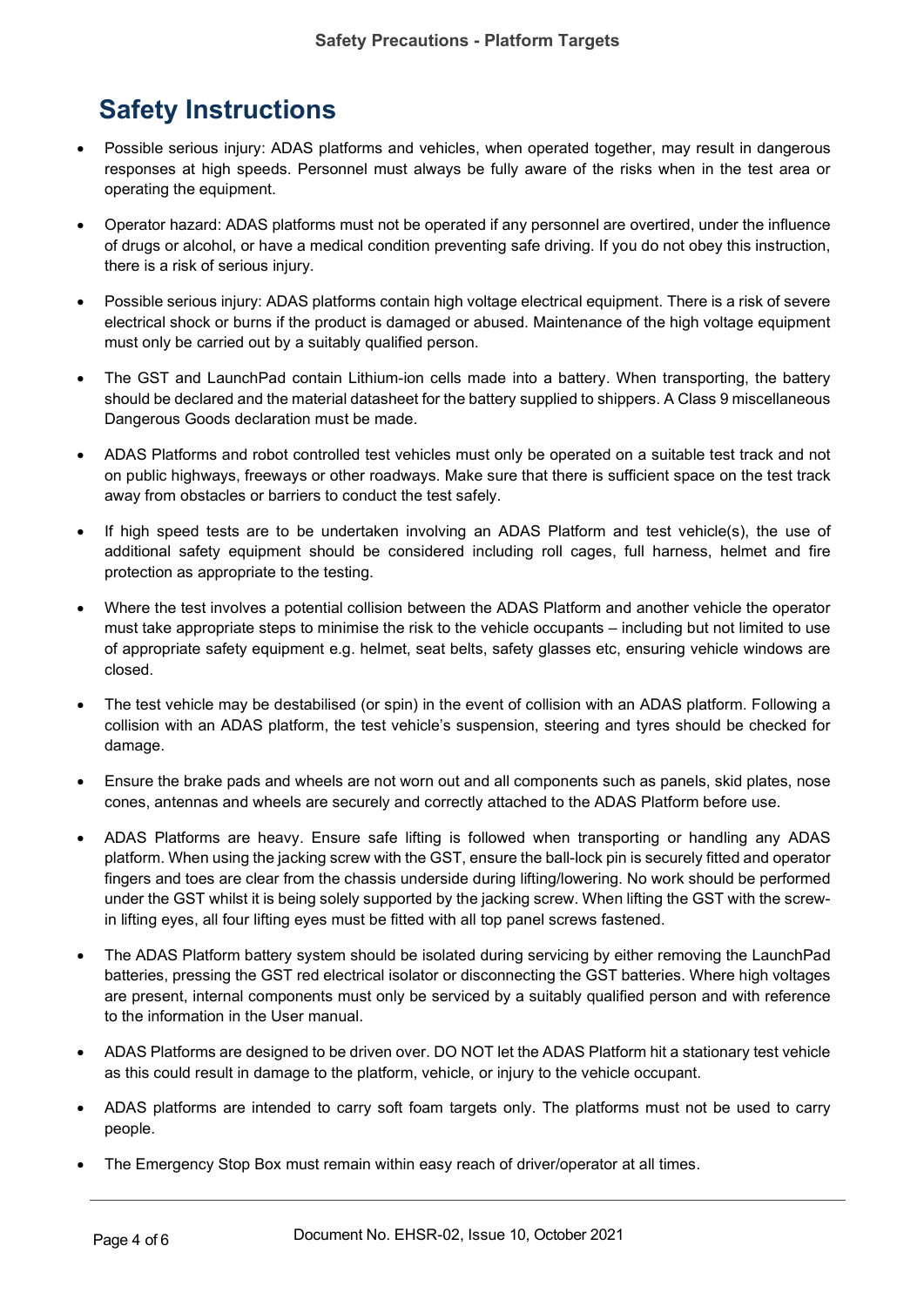# Safety Instructions

- Possible serious injury: ADAS platforms and vehicles, when operated together, may result in dangerous responses at high speeds. Personnel must always be fully aware of the risks when in the test area or operating the equipment.

- Operator hazard: ADAS platforms must not be operated if any personnel are overtired, under the influence of drugs or alcohol, or have a medical condition preventing safe driving. If you do not obey this instruction, there is a risk of serious injury.

- Possible serious injury: ADAS platforms contain high voltage electrical equipment. There is a risk of severe electrical shock or burns if the product is damaged or abused. Maintenance of the high voltage equipment must only be carried out by a suitably qualified person.

- The GST and LaunchPad contain Lithium-ion cells made into a battery. When transporting, the battery should be declared and the material datasheet for the battery supplied to shippers. A Class 9 miscellaneous Dangerous Goods declaration must be made.

- ADAS Platforms and robot controlled test vehicles must only be operated on a suitable test track and not on public highways, freeways or other roadways. Make sure that there is sufficient space on the test track away from obstacles or barriers to conduct the test safely.

- If high speed tests are to be undertaken involving an ADAS Platform and test vehicle(s), the use of additional safety equipment should be considered including roll cages, full harness, helmet and fire protection as appropriate to the testing.

- Where the test involves a potential collision between the ADAS Platform and another vehicle the operator must take appropriate steps to minimise the risk to the vehicle occupants – including but not limited to use of appropriate safety equipment e.g. helmet, seat belts, safety glasses etc, ensuring vehicle windows are closed.

- The test vehicle may be destabilised (or spin) in the event of collision with an ADAS platform. Following a collision with an ADAS platform, the test vehicle's suspension, steering and tyres should be checked for damage.

- Ensure the brake pads and wheels are not worn out and all components such as panels, skid plates, nose cones, antennas and wheels are securely and correctly attached to the ADAS Platform before use.

- ADAS Platforms are heavy. Ensure safe lifting is followed when transporting or handling any ADAS platform. When using the jacking screw with the GST, ensure the ball-lock pin is securely fitted and operator fingers and toes are clear from the chassis underside during lifting/lowering. No work should be performed under the GST whilst it is being solely supported by the jacking screw. When lifting the GST with the screw-in lifting eyes, all four lifting eyes must be fitted with all top panel screws fastened.

- The ADAS Platform battery system should be isolated during servicing by either removing the LaunchPad batteries, pressing the GST red electrical isolator or disconnecting the GST batteries. Where high voltages are present, internal components must only be serviced by a suitably qualified person and with reference to the information in the User manual.

- ADAS Platforms are designed to be driven over. DO NOT let the ADAS Platform hit a stationary test vehicle as this could result in damage to the platform, vehicle, or injury to the vehicle occupant.

- ADAS platforms are intended to carry soft foam targets only. The platforms must not be used to carry people.

- The Emergency Stop Box must remain within easy reach of driver/operator at all times.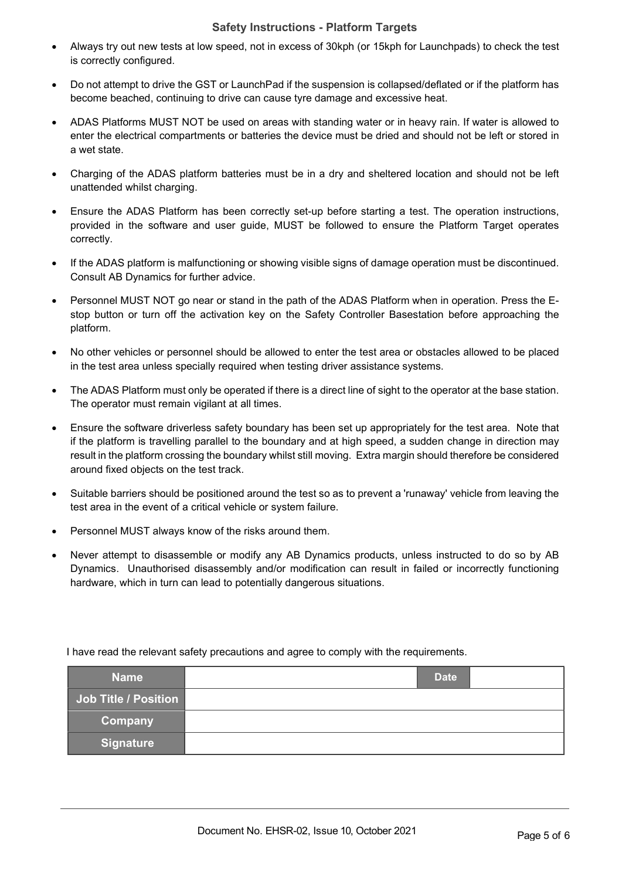## Safety Instructions - Platform Targets

- Always try out new tests at low speed, not in excess of 30kph (or 15kph for Launchpads) to check the test is correctly configured.
- Do not attempt to drive the GST or LaunchPad if the suspension is collapsed/deflated or if the platform has become beached, continuing to drive can cause tyre damage and excessive heat.
- ADAS Platforms MUST NOT be used on areas with standing water or in heavy rain. If water is allowed to enter the electrical compartments or batteries the device must be dried and should not be left or stored in a wet state.
- Charging of the ADAS platform batteries must be in a dry and sheltered location and should not be left unattended whilst charging.
- Ensure the ADAS Platform has been correctly set-up before starting a test. The operation instructions, provided in the software and user guide, MUST be followed to ensure the Platform Target operates correctly.
- If the ADAS platform is malfunctioning or showing visible signs of damage operation must be discontinued. Consult AB Dynamics for further advice.
- Personnel MUST NOT go near or stand in the path of the ADAS Platform when in operation. Press the E-stop button or turn off the activation key on the Safety Controller Basestation before approaching the platform.
- No other vehicles or personnel should be allowed to enter the test area or obstacles allowed to be placed in the test area unless specially required when testing driver assistance systems.
- The ADAS Platform must only be operated if there is a direct line of sight to the operator at the base station. The operator must remain vigilant at all times.
- Ensure the software driverless safety boundary has been set up appropriately for the test area. Note that if the platform is travelling parallel to the boundary and at high speed, a sudden change in direction may result in the platform crossing the boundary whilst still moving. Extra margin should therefore be considered around fixed objects on the test track.
- Suitable barriers should be positioned around the test so as to prevent a 'runaway' vehicle from leaving the test area in the event of a critical vehicle or system failure.
- Personnel MUST always know of the risks around them.
- Never attempt to disassemble or modify any AB Dynamics products, unless instructed to do so by AB Dynamics. Unauthorised disassembly and/or modification can result in failed or incorrectly functioning hardware, which in turn can lead to potentially dangerous situations.

I have read the relevant safety precautions and agree to comply with the requirements.

| **Name** | | **Date** | |
|---|---|---|---|
| **Job Title / Position** | | | |
| **Company** | | | |
| **Signature** | | | |

Document No. EHSR-02, Issue 10, October 2021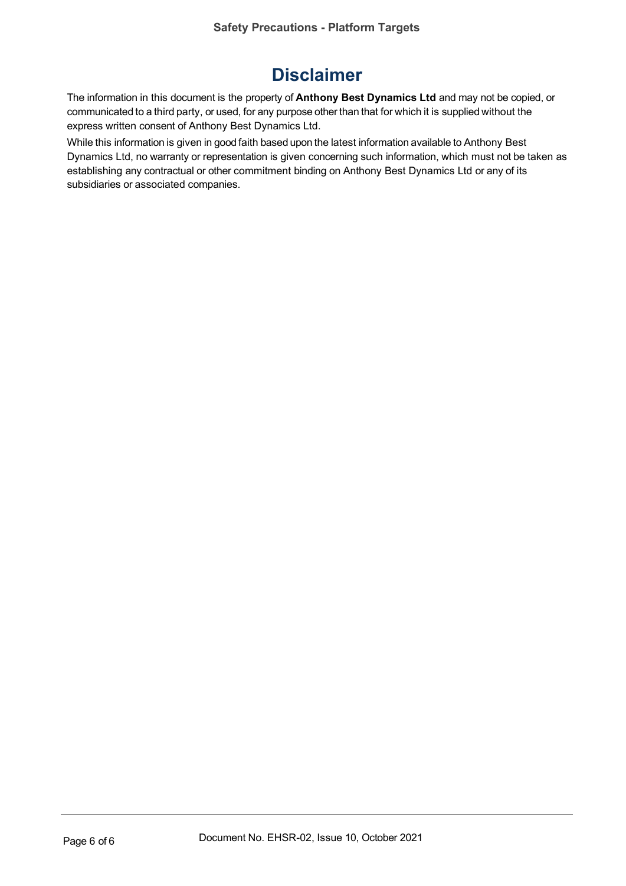# Disclaimer

The information in this document is the property of **Anthony Best Dynamics Ltd** and may not be copied, or communicated to a third party, or used, for any purpose other than that for which it is supplied without the express written consent of Anthony Best Dynamics Ltd.

While this information is given in good faith based upon the latest information available to Anthony Best Dynamics Ltd, no warranty or representation is given concerning such information, which must not be taken as establishing any contractual or other commitment binding on Anthony Best Dynamics Ltd or any of its subsidiaries or associated companies.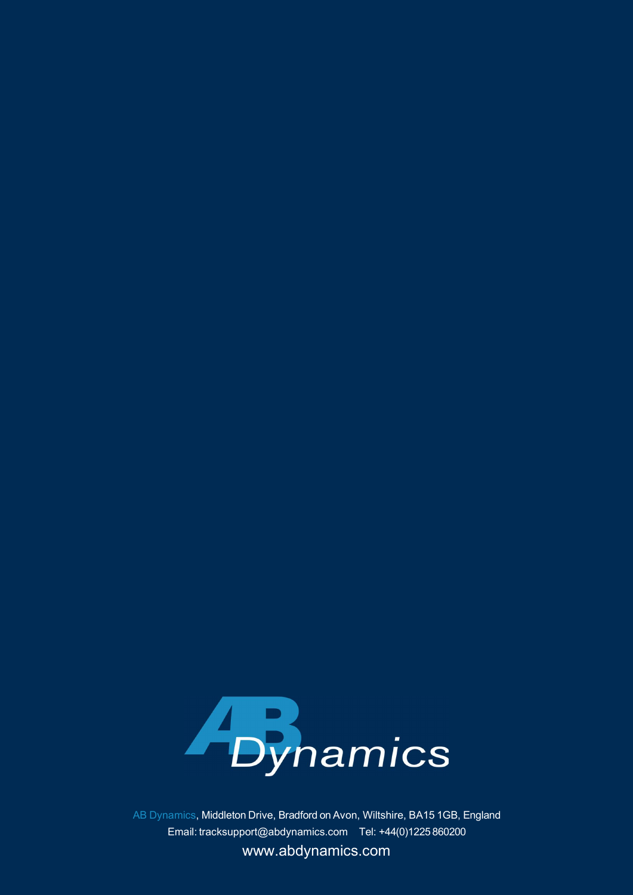AB Dynamics

AB Dynamics, Middleton Drive, Bradford on Avon, Wiltshire, BA15 1GB, England
Email: tracksupport@abdynamics.com    Tel: +44(0)1225 860200
www.abdynamics.com